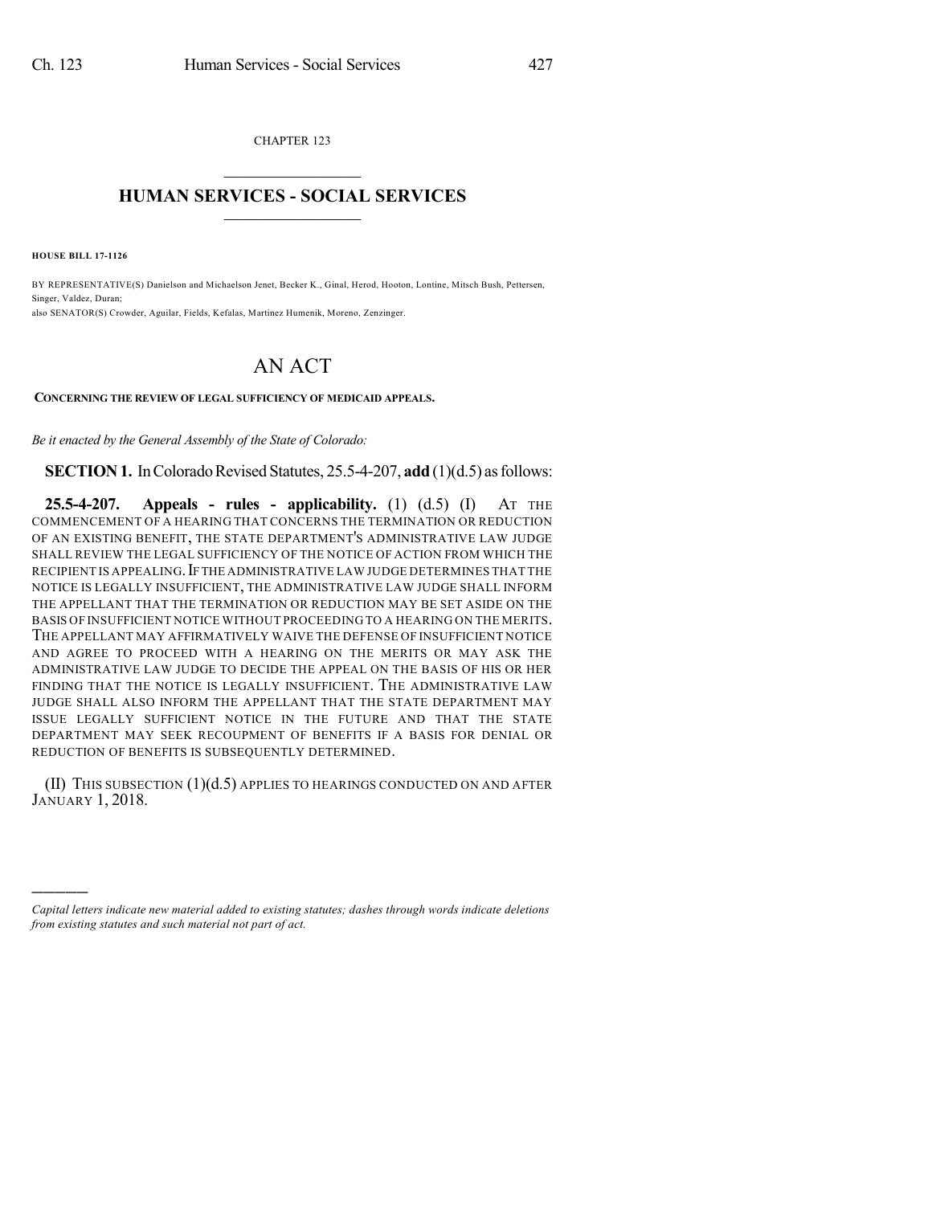CHAPTER 123

# HUMAN SERVICES - SOCIAL SERVICES

**HOUSE BILL 17-1126**

BY REPRESENTATIVE(S) Danielson and Michaelson Jenet, Becker K., Ginal, Herod, Hooton, Lontine, Mitsch Bush, Pettersen, Singer, Valdez, Duran;
also SENATOR(S) Crowder, Aguilar, Fields, Kefalas, Martinez Humenik, Moreno, Zenzinger.

# AN ACT

**CONCERNING THE REVIEW OF LEGAL SUFFICIENCY OF MEDICAID APPEALS.**

*Be it enacted by the General Assembly of the State of Colorado:*

**SECTION 1.** In Colorado Revised Statutes, 25.5-4-207, **add** (1)(d.5) as follows:

**25.5-4-207. Appeals - rules - applicability.** (1) (d.5) (I) AT THE COMMENCEMENT OF A HEARING THAT CONCERNS THE TERMINATION OR REDUCTION OF AN EXISTING BENEFIT, THE STATE DEPARTMENT'S ADMINISTRATIVE LAW JUDGE SHALL REVIEW THE LEGAL SUFFICIENCY OF THE NOTICE OF ACTION FROM WHICH THE RECIPIENT IS APPEALING. IF THE ADMINISTRATIVE LAW JUDGE DETERMINES THAT THE NOTICE IS LEGALLY INSUFFICIENT, THE ADMINISTRATIVE LAW JUDGE SHALL INFORM THE APPELLANT THAT THE TERMINATION OR REDUCTION MAY BE SET ASIDE ON THE BASIS OF INSUFFICIENT NOTICE WITHOUT PROCEEDING TO A HEARING ON THE MERITS. THE APPELLANT MAY AFFIRMATIVELY WAIVE THE DEFENSE OF INSUFFICIENT NOTICE AND AGREE TO PROCEED WITH A HEARING ON THE MERITS OR MAY ASK THE ADMINISTRATIVE LAW JUDGE TO DECIDE THE APPEAL ON THE BASIS OF HIS OR HER FINDING THAT THE NOTICE IS LEGALLY INSUFFICIENT. THE ADMINISTRATIVE LAW JUDGE SHALL ALSO INFORM THE APPELLANT THAT THE STATE DEPARTMENT MAY ISSUE LEGALLY SUFFICIENT NOTICE IN THE FUTURE AND THAT THE STATE DEPARTMENT MAY SEEK RECOUPMENT OF BENEFITS IF A BASIS FOR DENIAL OR REDUCTION OF BENEFITS IS SUBSEQUENTLY DETERMINED.

(II) THIS SUBSECTION (1)(d.5) APPLIES TO HEARINGS CONDUCTED ON AND AFTER JANUARY 1, 2018.

---

*Capital letters indicate new material added to existing statutes; dashes through words indicate deletions from existing statutes and such material not part of act.*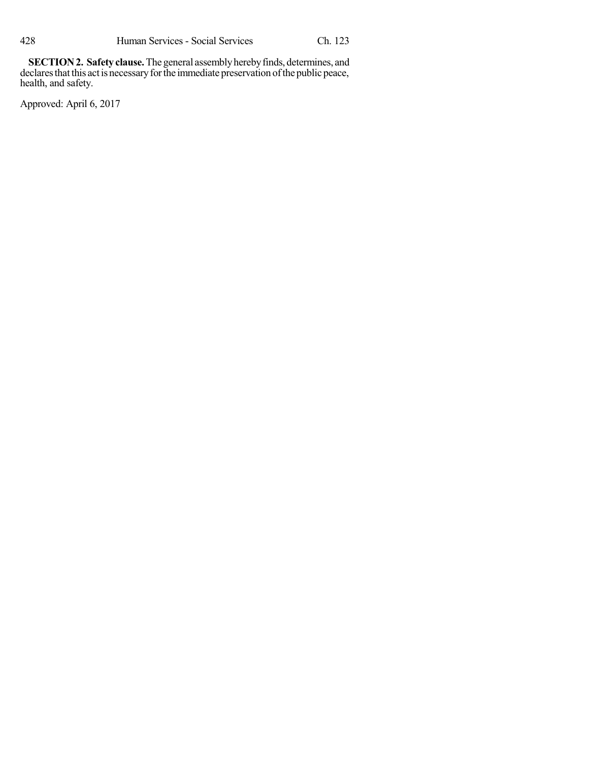**SECTION 2. Safety clause.** The general assembly hereby finds, determines, and declares that this act is necessary for the immediate preservation of the public peace, health, and safety.

Approved: April 6, 2017